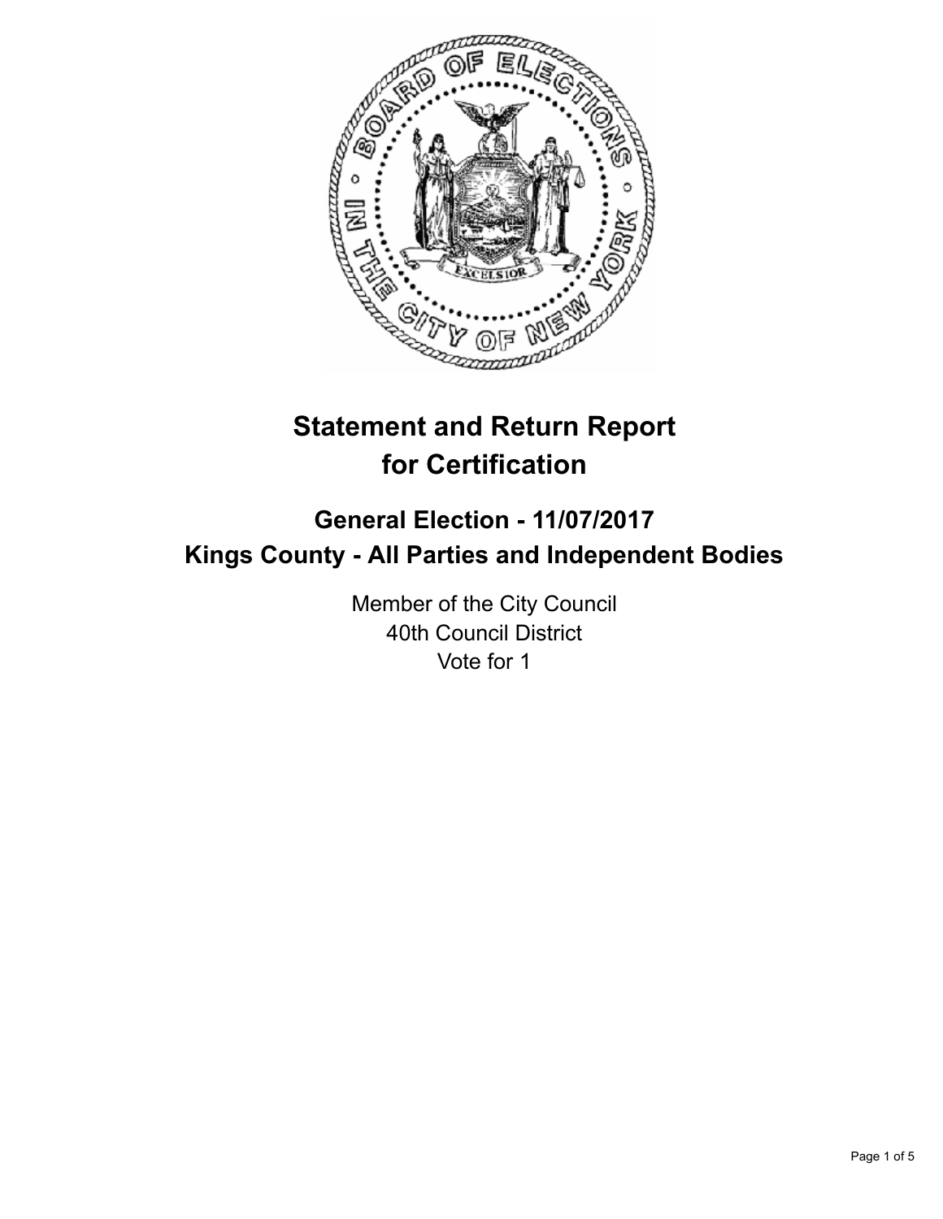# Statement and Return Report for Certification

## General Election - 11/07/2017
## Kings County - All Parties and Independent Bodies

Member of the City Council
40th Council District
Vote for 1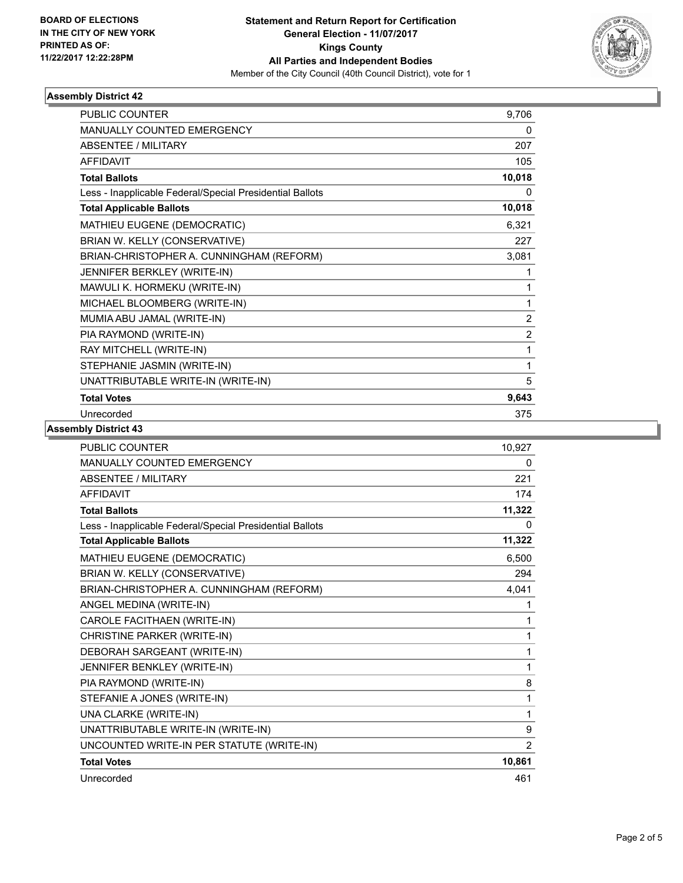**BOARD OF ELECTIONS IN THE CITY OF NEW YORK PRINTED AS OF: 11/22/2017 12:22:28PM**

**Statement and Return Report for Certification**
**General Election - 11/07/2017**
**Kings County**
**All Parties and Independent Bodies**
Member of the City Council (40th Council District), vote for 1

### Assembly District 42

| | |
|---|---|
| PUBLIC COUNTER | 9,706 |
| MANUALLY COUNTED EMERGENCY | 0 |
| ABSENTEE / MILITARY | 207 |
| AFFIDAVIT | 105 |
| **Total Ballots** | **10,018** |
| Less - Inapplicable Federal/Special Presidential Ballots | 0 |
| **Total Applicable Ballots** | **10,018** |
| MATHIEU EUGENE (DEMOCRATIC) | 6,321 |
| BRIAN W. KELLY (CONSERVATIVE) | 227 |
| BRIAN-CHRISTOPHER A. CUNNINGHAM (REFORM) | 3,081 |
| JENNIFER BERKLEY (WRITE-IN) | 1 |
| MAWULI K. HORMEKU (WRITE-IN) | 1 |
| MICHAEL BLOOMBERG (WRITE-IN) | 1 |
| MUMIA ABU JAMAL (WRITE-IN) | 2 |
| PIA RAYMOND (WRITE-IN) | 2 |
| RAY MITCHELL (WRITE-IN) | 1 |
| STEPHANIE JASMIN (WRITE-IN) | 1 |
| UNATTRIBUTABLE WRITE-IN (WRITE-IN) | 5 |
| **Total Votes** | **9,643** |
| Unrecorded | 375 |

### Assembly District 43

| | |
|---|---|
| PUBLIC COUNTER | 10,927 |
| MANUALLY COUNTED EMERGENCY | 0 |
| ABSENTEE / MILITARY | 221 |
| AFFIDAVIT | 174 |
| **Total Ballots** | **11,322** |
| Less - Inapplicable Federal/Special Presidential Ballots | 0 |
| **Total Applicable Ballots** | **11,322** |
| MATHIEU EUGENE (DEMOCRATIC) | 6,500 |
| BRIAN W. KELLY (CONSERVATIVE) | 294 |
| BRIAN-CHRISTOPHER A. CUNNINGHAM (REFORM) | 4,041 |
| ANGEL MEDINA (WRITE-IN) | 1 |
| CAROLE FACITHAEN (WRITE-IN) | 1 |
| CHRISTINE PARKER (WRITE-IN) | 1 |
| DEBORAH SARGEANT (WRITE-IN) | 1 |
| JENNIFER BENKLEY (WRITE-IN) | 1 |
| PIA RAYMOND (WRITE-IN) | 8 |
| STEFANIE A JONES (WRITE-IN) | 1 |
| UNA CLARKE (WRITE-IN) | 1 |
| UNATTRIBUTABLE WRITE-IN (WRITE-IN) | 9 |
| UNCOUNTED WRITE-IN PER STATUTE (WRITE-IN) | 2 |
| **Total Votes** | **10,861** |
| Unrecorded | 461 |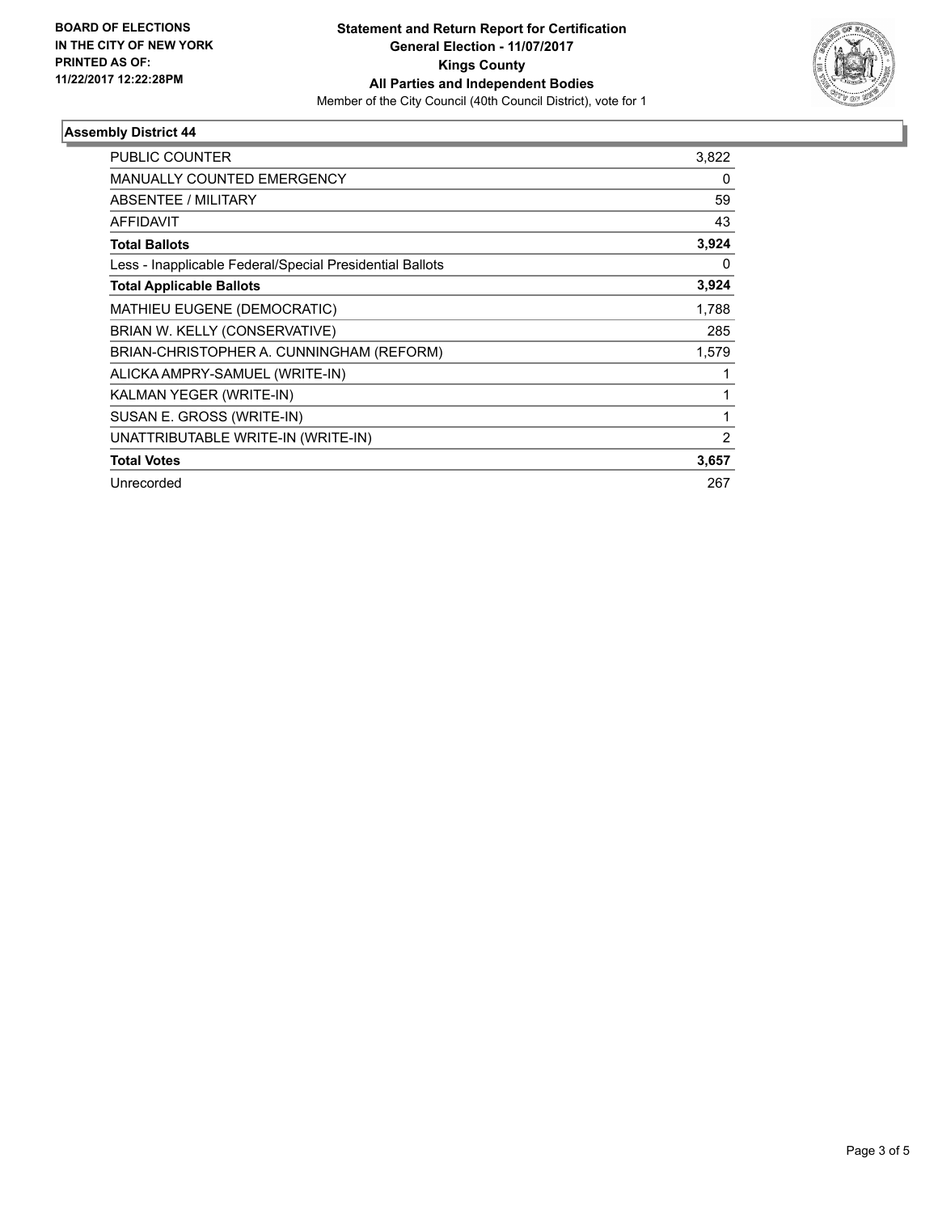BOARD OF ELECTIONS
IN THE CITY OF NEW YORK
PRINTED AS OF:
11/22/2017 12:22:28PM

**Statement and Return Report for Certification**
**General Election - 11/07/2017**
**Kings County**
**All Parties and Independent Bodies**
Member of the City Council (40th Council District), vote for 1

## Assembly District 44

| | |
|---|---|
| PUBLIC COUNTER | 3,822 |
| MANUALLY COUNTED EMERGENCY | 0 |
| ABSENTEE / MILITARY | 59 |
| AFFIDAVIT | 43 |
| **Total Ballots** | **3,924** |
| Less - Inapplicable Federal/Special Presidential Ballots | 0 |
| **Total Applicable Ballots** | **3,924** |
| MATHIEU EUGENE (DEMOCRATIC) | 1,788 |
| BRIAN W. KELLY (CONSERVATIVE) | 285 |
| BRIAN-CHRISTOPHER A. CUNNINGHAM (REFORM) | 1,579 |
| ALICKA AMPRY-SAMUEL (WRITE-IN) | 1 |
| KALMAN YEGER (WRITE-IN) | 1 |
| SUSAN E. GROSS (WRITE-IN) | 1 |
| UNATTRIBUTABLE WRITE-IN (WRITE-IN) | 2 |
| **Total Votes** | **3,657** |
| Unrecorded | 267 |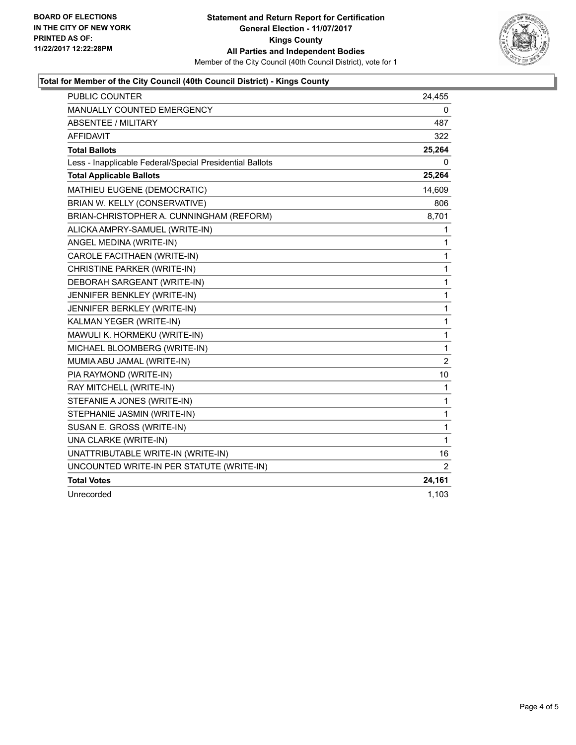BOARD OF ELECTIONS
IN THE CITY OF NEW YORK
PRINTED AS OF:
11/22/2017 12:22:28PM

**Statement and Return Report for Certification**
**General Election - 11/07/2017**
**Kings County**
**All Parties and Independent Bodies**
Member of the City Council (40th Council District), vote for 1

## Total for Member of the City Council (40th Council District) - Kings County

| | |
|---|---|
| PUBLIC COUNTER | 24,455 |
| MANUALLY COUNTED EMERGENCY | 0 |
| ABSENTEE / MILITARY | 487 |
| AFFIDAVIT | 322 |
| **Total Ballots** | **25,264** |
| Less - Inapplicable Federal/Special Presidential Ballots | 0 |
| **Total Applicable Ballots** | **25,264** |
| MATHIEU EUGENE (DEMOCRATIC) | 14,609 |
| BRIAN W. KELLY (CONSERVATIVE) | 806 |
| BRIAN-CHRISTOPHER A. CUNNINGHAM (REFORM) | 8,701 |
| ALICKA AMPRY-SAMUEL (WRITE-IN) | 1 |
| ANGEL MEDINA (WRITE-IN) | 1 |
| CAROLE FACITHAEN (WRITE-IN) | 1 |
| CHRISTINE PARKER (WRITE-IN) | 1 |
| DEBORAH SARGEANT (WRITE-IN) | 1 |
| JENNIFER BENKLEY (WRITE-IN) | 1 |
| JENNIFER BERKLEY (WRITE-IN) | 1 |
| KALMAN YEGER (WRITE-IN) | 1 |
| MAWULI K. HORMEKU (WRITE-IN) | 1 |
| MICHAEL BLOOMBERG (WRITE-IN) | 1 |
| MUMIA ABU JAMAL (WRITE-IN) | 2 |
| PIA RAYMOND (WRITE-IN) | 10 |
| RAY MITCHELL (WRITE-IN) | 1 |
| STEFANIE A JONES (WRITE-IN) | 1 |
| STEPHANIE JASMIN (WRITE-IN) | 1 |
| SUSAN E. GROSS (WRITE-IN) | 1 |
| UNA CLARKE (WRITE-IN) | 1 |
| UNATTRIBUTABLE WRITE-IN (WRITE-IN) | 16 |
| UNCOUNTED WRITE-IN PER STATUTE (WRITE-IN) | 2 |
| **Total Votes** | **24,161** |
| Unrecorded | 1,103 |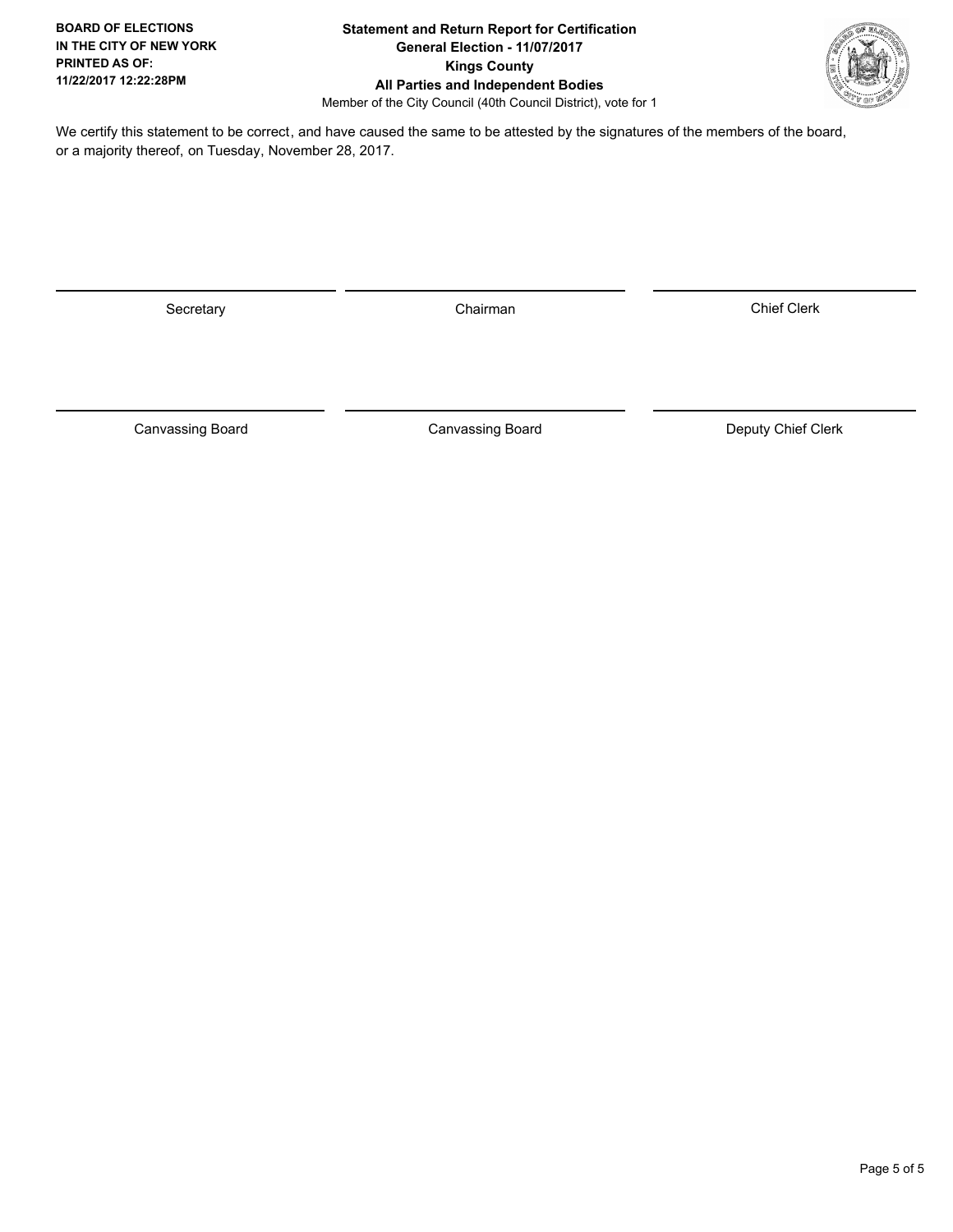We certify this statement to be correct, and have caused the same to be attested by the signatures of the members of the board, or a majority thereof, on Tuesday, November 28, 2017.

| | | |
|---|---|---|
| Secretary | Chairman | Chief Clerk |
| Canvassing Board | Canvassing Board | Deputy Chief Clerk |